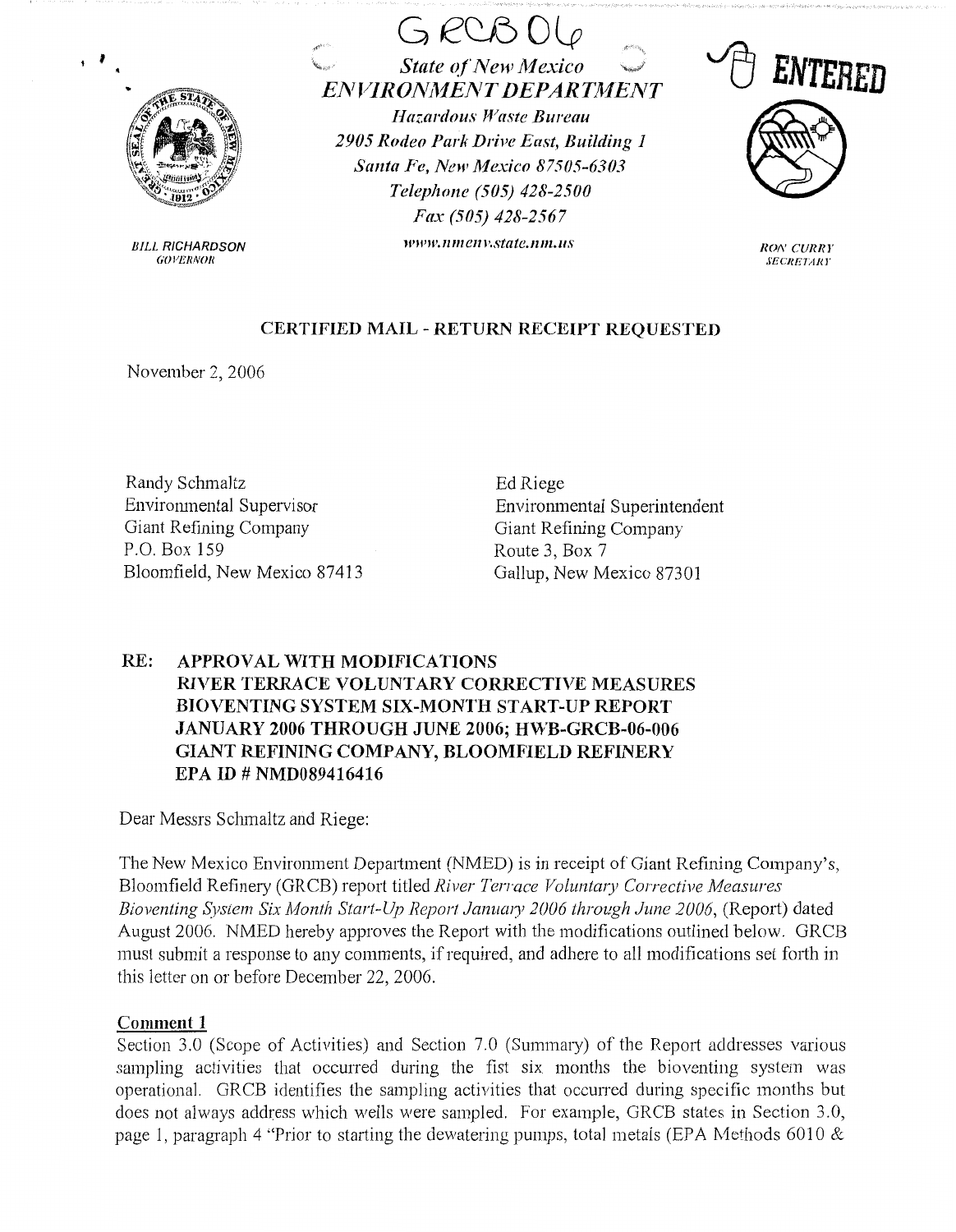GRCB 06

*State of New Mexico*
*ENVIRONMENT DEPARTMENT*
*Hazardous Waste Bureau*
*2905 Rodeo Park Drive East, Building 1*
*Santa Fe, New Mexico 87505-6303*
*Telephone (505) 428-2500*
*Fax (505) 428-2567*
*www.nmenv.state.nm.us*

ENTERED

BILL RICHARDSON
*GOVERNOR*

RON CURRY
*SECRETARY*

**CERTIFIED MAIL - RETURN RECEIPT REQUESTED**

November 2, 2006

Randy Schmaltz
Environmental Supervisor
Giant Refining Company
P.O. Box 159
Bloomfield, New Mexico 87413

Ed Riege
Environmental Superintendent
Giant Refining Company
Route 3, Box 7
Gallup, New Mexico 87301

**RE: APPROVAL WITH MODIFICATIONS**
**RIVER TERRACE VOLUNTARY CORRECTIVE MEASURES**
**BIOVENTING SYSTEM SIX-MONTH START-UP REPORT**
**JANUARY 2006 THROUGH JUNE 2006; HWB-GRCB-06-006**
**GIANT REFINING COMPANY, BLOOMFIELD REFINERY**
**EPA ID # NMD089416416**

Dear Messrs Schmaltz and Riege:

The New Mexico Environment Department (NMED) is in receipt of Giant Refining Company's, Bloomfield Refinery (GRCB) report titled *River Terrace Voluntary Corrective Measures Bioventing System Six Month Start-Up Report January 2006 through June 2006*, (Report) dated August 2006. NMED hereby approves the Report with the modifications outlined below. GRCB must submit a response to any comments, if required, and adhere to all modifications set forth in this letter on or before December 22, 2006.

**Comment 1**

Section 3.0 (Scope of Activities) and Section 7.0 (Summary) of the Report addresses various sampling activities that occurred during the fist six months the bioventing system was operational. GRCB identifies the sampling activities that occurred during specific months but does not always address which wells were sampled. For example, GRCB states in Section 3.0, page 1, paragraph 4 "Prior to starting the dewatering pumps, total metals (EPA Methods 6010 &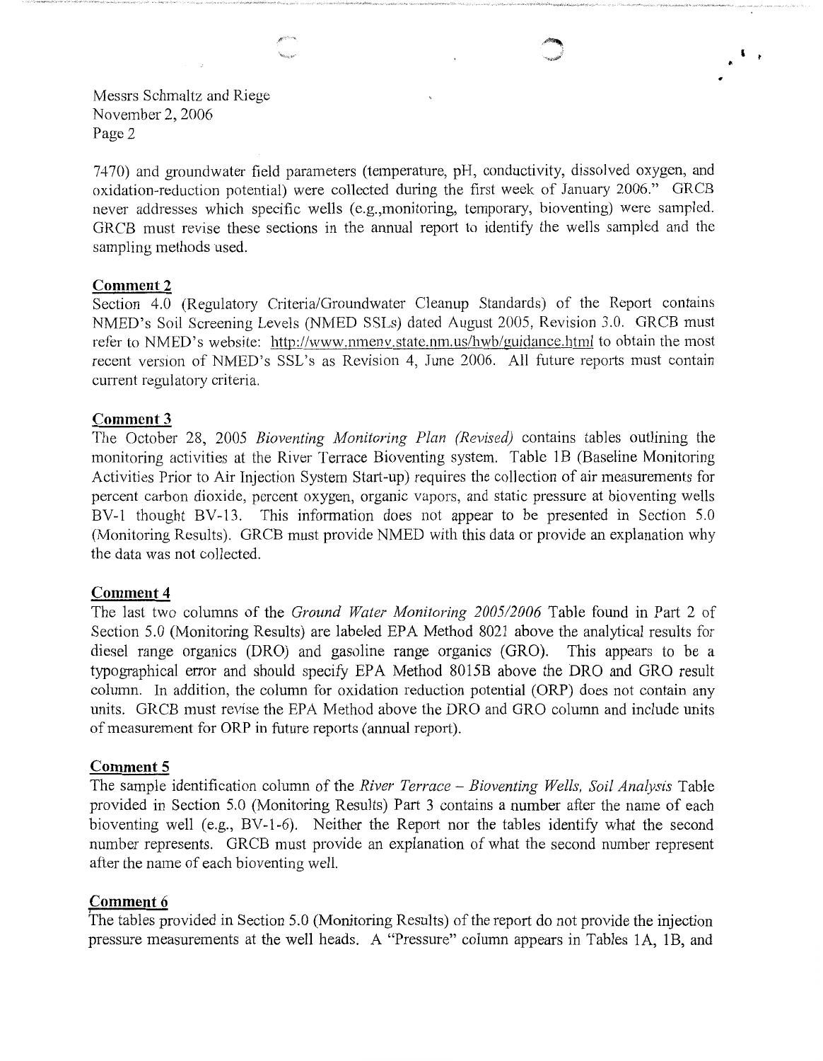7470) and groundwater field parameters (temperature, pH, conductivity, dissolved oxygen, and oxidation-reduction potential) were collected during the first week of January 2006." GRCB never addresses which specific wells (e.g.,monitoring, temporary, bioventing) were sampled. GRCB must revise these sections in the annual report to identify the wells sampled and the sampling methods used.

**Comment 2**

Section 4.0 (Regulatory Criteria/Groundwater Cleanup Standards) of the Report contains NMED's Soil Screening Levels (NMED SSLs) dated August 2005, Revision 3.0. GRCB must refer to NMED's website: http://www.nmenv.state.nm.us/hwb/guidance.html to obtain the most recent version of NMED's SSL's as Revision 4, June 2006. All future reports must contain current regulatory criteria.

**Comment 3**

The October 28, 2005 *Bioventing Monitoring Plan (Revised)* contains tables outlining the monitoring activities at the River Terrace Bioventing system. Table 1B (Baseline Monitoring Activities Prior to Air Injection System Start-up) requires the collection of air measurements for percent carbon dioxide, percent oxygen, organic vapors, and static pressure at bioventing wells BV-1 thought BV-13. This information does not appear to be presented in Section 5.0 (Monitoring Results). GRCB must provide NMED with this data or provide an explanation why the data was not collected.

**Comment 4**

The last two columns of the *Ground Water Monitoring 2005/2006* Table found in Part 2 of Section 5.0 (Monitoring Results) are labeled EPA Method 8021 above the analytical results for diesel range organics (DRO) and gasoline range organics (GRO). This appears to be a typographical error and should specify EPA Method 8015B above the DRO and GRO result column. In addition, the column for oxidation reduction potential (ORP) does not contain any units. GRCB must revise the EPA Method above the DRO and GRO column and include units of measurement for ORP in future reports (annual report).

**Comment 5**

The sample identification column of the *River Terrace – Bioventing Wells, Soil Analysis* Table provided in Section 5.0 (Monitoring Results) Part 3 contains a number after the name of each bioventing well (e.g., BV-1-6). Neither the Report nor the tables identify what the second number represents. GRCB must provide an explanation of what the second number represent after the name of each bioventing well.

**Comment 6**

The tables provided in Section 5.0 (Monitoring Results) of the report do not provide the injection pressure measurements at the well heads. A "Pressure" column appears in Tables 1A, 1B, and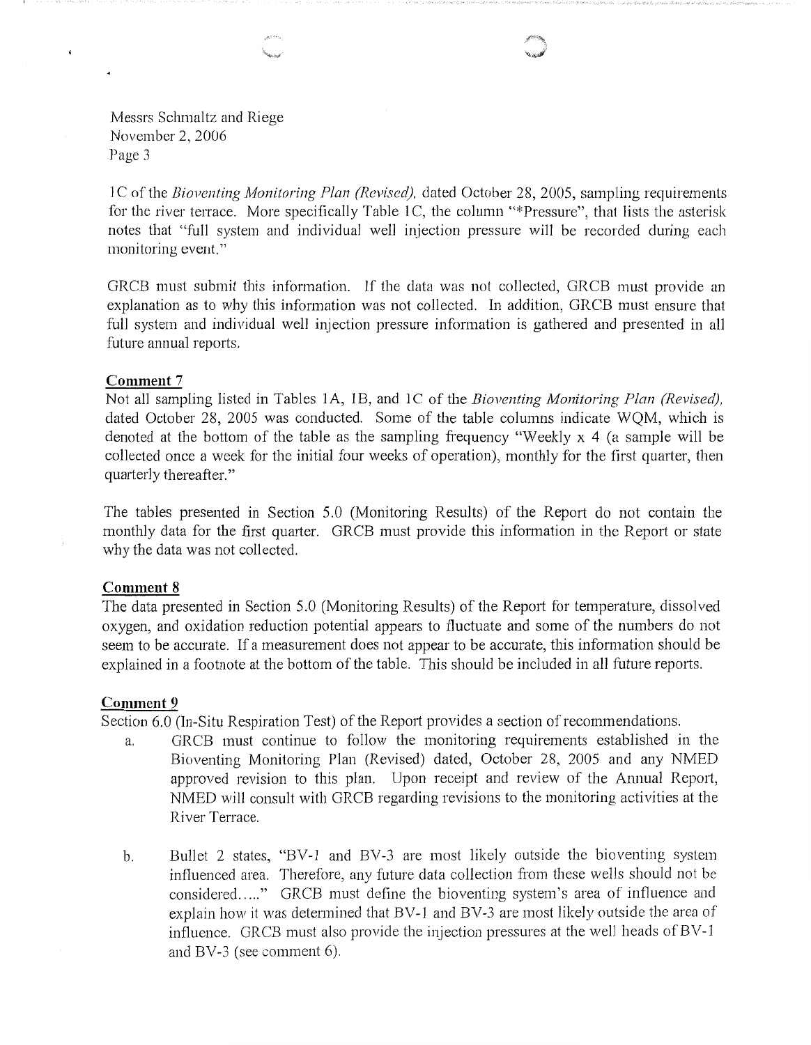1C of the *Bioventing Monitoring Plan (Revised),* dated October 28, 2005, sampling requirements for the river terrace. More specifically Table 1C, the column "*Pressure", that lists the asterisk notes that "full system and individual well injection pressure will be recorded during each monitoring event."

GRCB must submit this information. If the data was not collected, GRCB must provide an explanation as to why this information was not collected. In addition, GRCB must ensure that full system and individual well injection pressure information is gathered and presented in all future annual reports.

**Comment 7**

Not all sampling listed in Tables 1A, 1B, and 1C of the *Bioventing Monitoring Plan (Revised),* dated October 28, 2005 was conducted. Some of the table columns indicate WQM, which is denoted at the bottom of the table as the sampling frequency "Weekly x 4 (a sample will be collected once a week for the initial four weeks of operation), monthly for the first quarter, then quarterly thereafter."

The tables presented in Section 5.0 (Monitoring Results) of the Report do not contain the monthly data for the first quarter. GRCB must provide this information in the Report or state why the data was not collected.

**Comment 8**

The data presented in Section 5.0 (Monitoring Results) of the Report for temperature, dissolved oxygen, and oxidation reduction potential appears to fluctuate and some of the numbers do not seem to be accurate. If a measurement does not appear to be accurate, this information should be explained in a footnote at the bottom of the table. This should be included in all future reports.

**Comment 9**

Section 6.0 (In-Situ Respiration Test) of the Report provides a section of recommendations.

a. GRCB must continue to follow the monitoring requirements established in the Bioventing Monitoring Plan (Revised) dated, October 28, 2005 and any NMED approved revision to this plan. Upon receipt and review of the Annual Report, NMED will consult with GRCB regarding revisions to the monitoring activities at the River Terrace.

b. Bullet 2 states, "BV-1 and BV-3 are most likely outside the bioventing system influenced area. Therefore, any future data collection from these wells should not be considered….." GRCB must define the bioventing system's area of influence and explain how it was determined that BV-1 and BV-3 are most likely outside the area of influence. GRCB must also provide the injection pressures at the well heads of BV-1 and BV-3 (see comment 6).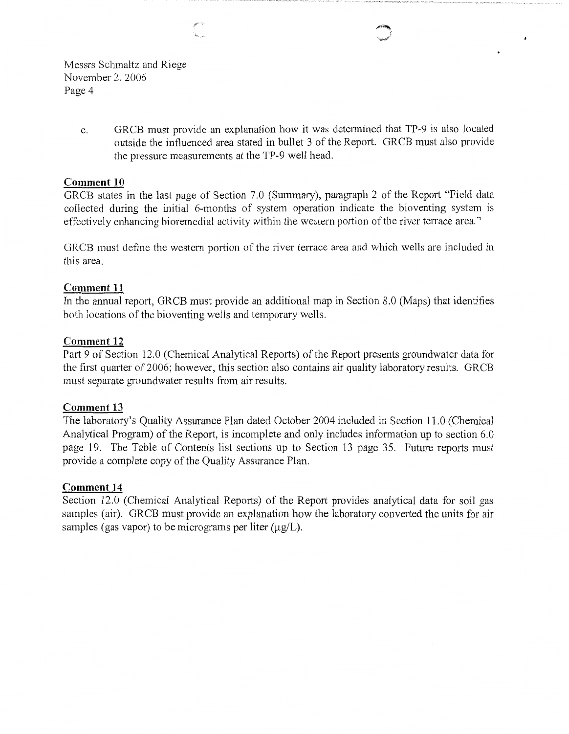c. GRCB must provide an explanation how it was determined that TP-9 is also located outside the influenced area stated in bullet 3 of the Report. GRCB must also provide the pressure measurements at the TP-9 well head.

**Comment 10**

GRCB states in the last page of Section 7.0 (Summary), paragraph 2 of the Report "Field data collected during the initial 6-months of system operation indicate the bioventing system is effectively enhancing bioremedial activity within the western portion of the river terrace area."

GRCB must define the western portion of the river terrace area and which wells are included in this area.

**Comment 11**

In the annual report, GRCB must provide an additional map in Section 8.0 (Maps) that identifies both locations of the bioventing wells and temporary wells.

**Comment 12**

Part 9 of Section 12.0 (Chemical Analytical Reports) of the Report presents groundwater data for the first quarter of 2006; however, this section also contains air quality laboratory results. GRCB must separate groundwater results from air results.

**Comment 13**

The laboratory's Quality Assurance Plan dated October 2004 included in Section 11.0 (Chemical Analytical Program) of the Report, is incomplete and only includes information up to section 6.0 page 19. The Table of Contents list sections up to Section 13 page 35. Future reports must provide a complete copy of the Quality Assurance Plan.

**Comment 14**

Section 12.0 (Chemical Analytical Reports) of the Report provides analytical data for soil gas samples (air). GRCB must provide an explanation how the laboratory converted the units for air samples (gas vapor) to be micrograms per liter (μg/L).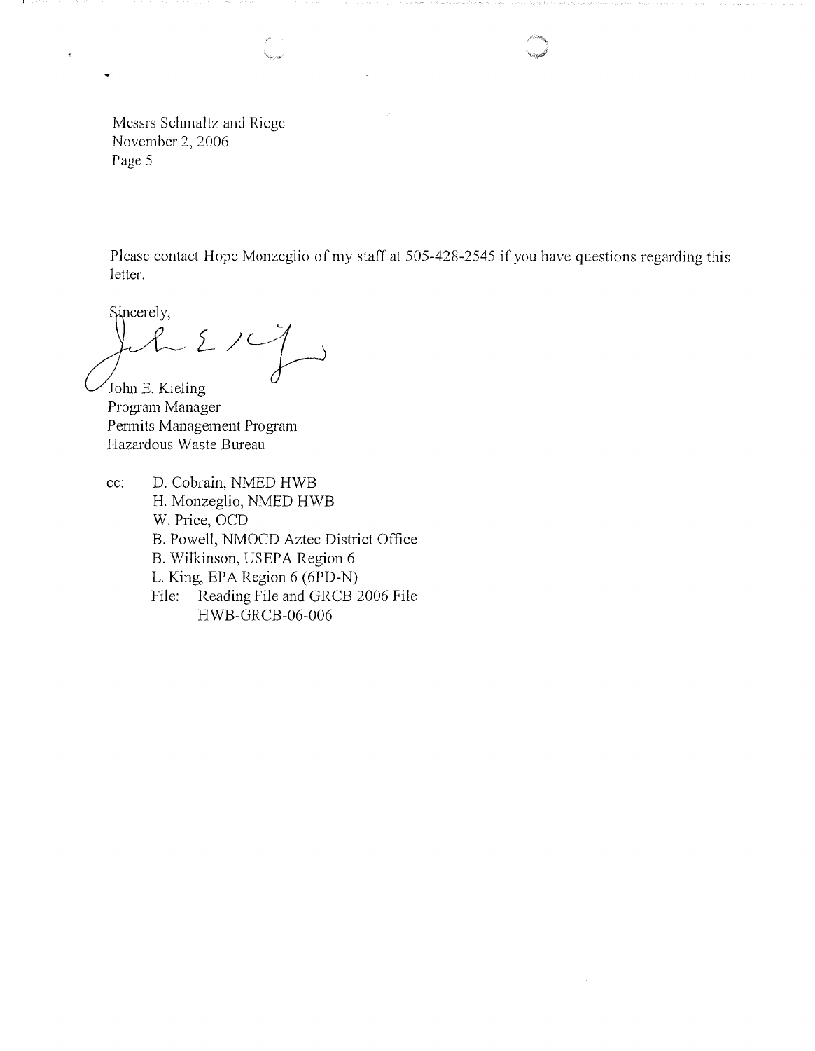Messrs Schmaltz and Riege
November 2, 2006
Page 5

Please contact Hope Monzeglio of my staff at 505-428-2545 if you have questions regarding this letter.

Sincerely,

John E. Kieling
Program Manager
Permits Management Program
Hazardous Waste Bureau

cc: D. Cobrain, NMED HWB
H. Monzeglio, NMED HWB
W. Price, OCD
B. Powell, NMOCD Aztec District Office
B. Wilkinson, USEPA Region 6
L. King, EPA Region 6 (6PD-N)
File: Reading File and GRCB 2006 File
HWB-GRCB-06-006